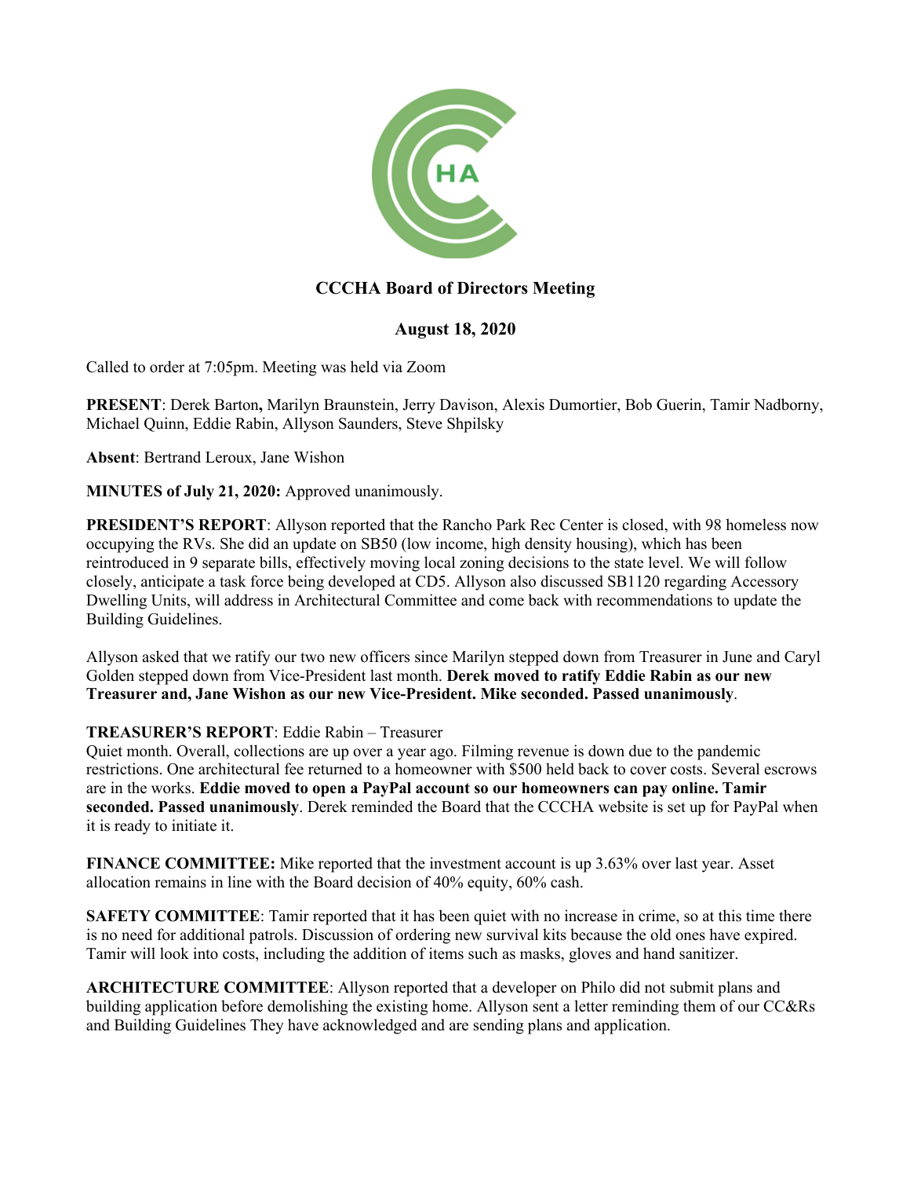# CCCHA Board of Directors Meeting

## August 18, 2020

Called to order at 7:05pm. Meeting was held via Zoom

**PRESENT**: Derek Barton**,** Marilyn Braunstein, Jerry Davison, Alexis Dumortier, Bob Guerin, Tamir Nadborny, Michael Quinn, Eddie Rabin, Allyson Saunders, Steve Shpilsky

**Absent**: Bertrand Leroux, Jane Wishon

**MINUTES of July 21, 2020:** Approved unanimously.

**PRESIDENT'S REPORT**: Allyson reported that the Rancho Park Rec Center is closed, with 98 homeless now occupying the RVs. She did an update on SB50 (low income, high density housing), which has been reintroduced in 9 separate bills, effectively moving local zoning decisions to the state level. We will follow closely, anticipate a task force being developed at CD5. Allyson also discussed SB1120 regarding Accessory Dwelling Units, will address in Architectural Committee and come back with recommendations to update the Building Guidelines.

Allyson asked that we ratify our two new officers since Marilyn stepped down from Treasurer in June and Caryl Golden stepped down from Vice-President last month. **Derek moved to ratify Eddie Rabin as our new Treasurer and, Jane Wishon as our new Vice-President. Mike seconded. Passed unanimously**.

**TREASURER'S REPORT**: Eddie Rabin – Treasurer
Quiet month. Overall, collections are up over a year ago. Filming revenue is down due to the pandemic restrictions. One architectural fee returned to a homeowner with $500 held back to cover costs. Several escrows are in the works. **Eddie moved to open a PayPal account so our homeowners can pay online. Tamir seconded. Passed unanimously**. Derek reminded the Board that the CCCHA website is set up for PayPal when it is ready to initiate it.

**FINANCE COMMITTEE:** Mike reported that the investment account is up 3.63% over last year. Asset allocation remains in line with the Board decision of 40% equity, 60% cash.

**SAFETY COMMITTEE**: Tamir reported that it has been quiet with no increase in crime, so at this time there is no need for additional patrols. Discussion of ordering new survival kits because the old ones have expired. Tamir will look into costs, including the addition of items such as masks, gloves and hand sanitizer.

**ARCHITECTURE COMMITTEE**: Allyson reported that a developer on Philo did not submit plans and building application before demolishing the existing home. Allyson sent a letter reminding them of our CC&Rs and Building Guidelines They have acknowledged and are sending plans and application.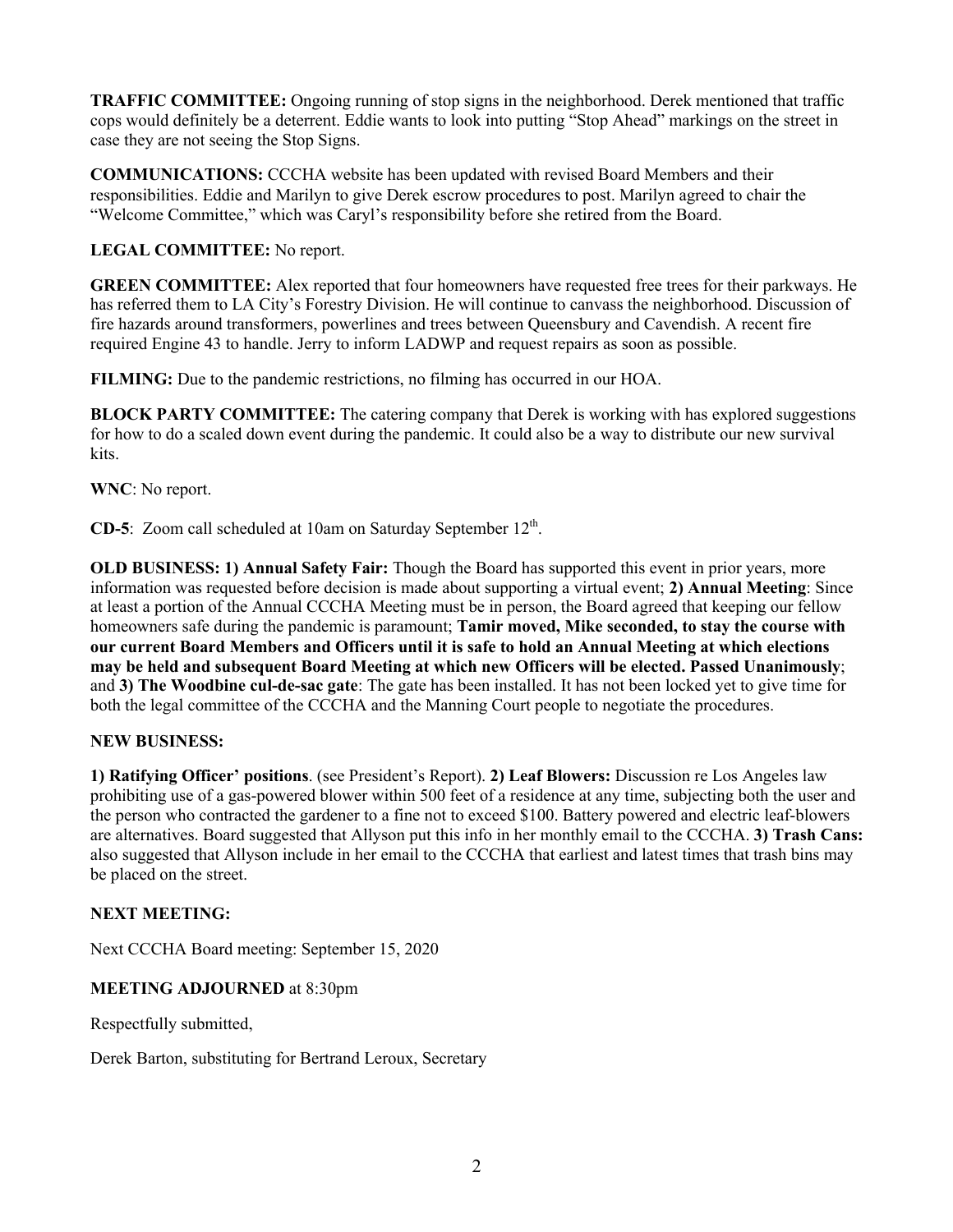**TRAFFIC COMMITTEE:** Ongoing running of stop signs in the neighborhood. Derek mentioned that traffic cops would definitely be a deterrent. Eddie wants to look into putting "Stop Ahead" markings on the street in case they are not seeing the Stop Signs.

**COMMUNICATIONS:** CCCHA website has been updated with revised Board Members and their responsibilities. Eddie and Marilyn to give Derek escrow procedures to post. Marilyn agreed to chair the "Welcome Committee," which was Caryl's responsibility before she retired from the Board.

**LEGAL COMMITTEE:** No report.

**GREEN COMMITTEE:** Alex reported that four homeowners have requested free trees for their parkways. He has referred them to LA City's Forestry Division. He will continue to canvass the neighborhood. Discussion of fire hazards around transformers, powerlines and trees between Queensbury and Cavendish. A recent fire required Engine 43 to handle. Jerry to inform LADWP and request repairs as soon as possible.

**FILMING:** Due to the pandemic restrictions, no filming has occurred in our HOA.

**BLOCK PARTY COMMITTEE:** The catering company that Derek is working with has explored suggestions for how to do a scaled down event during the pandemic. It could also be a way to distribute our new survival kits.

**WNC**: No report.

**CD-5**: Zoom call scheduled at 10am on Saturday September 12th.

**OLD BUSINESS: 1) Annual Safety Fair:** Though the Board has supported this event in prior years, more information was requested before decision is made about supporting a virtual event; **2) Annual Meeting**: Since at least a portion of the Annual CCCHA Meeting must be in person, the Board agreed that keeping our fellow homeowners safe during the pandemic is paramount; **Tamir moved, Mike seconded, to stay the course with our current Board Members and Officers until it is safe to hold an Annual Meeting at which elections may be held and subsequent Board Meeting at which new Officers will be elected. Passed Unanimously**; and **3) The Woodbine cul-de-sac gate**: The gate has been installed. It has not been locked yet to give time for both the legal committee of the CCCHA and the Manning Court people to negotiate the procedures.

**NEW BUSINESS:**

**1) Ratifying Officer' positions**. (see President's Report). **2) Leaf Blowers:** Discussion re Los Angeles law prohibiting use of a gas-powered blower within 500 feet of a residence at any time, subjecting both the user and the person who contracted the gardener to a fine not to exceed $100. Battery powered and electric leaf-blowers are alternatives. Board suggested that Allyson put this info in her monthly email to the CCCHA. **3) Trash Cans:** also suggested that Allyson include in her email to the CCCHA that earliest and latest times that trash bins may be placed on the street.

**NEXT MEETING:**

Next CCCHA Board meeting: September 15, 2020

**MEETING ADJOURNED** at 8:30pm

Respectfully submitted,

Derek Barton, substituting for Bertrand Leroux, Secretary